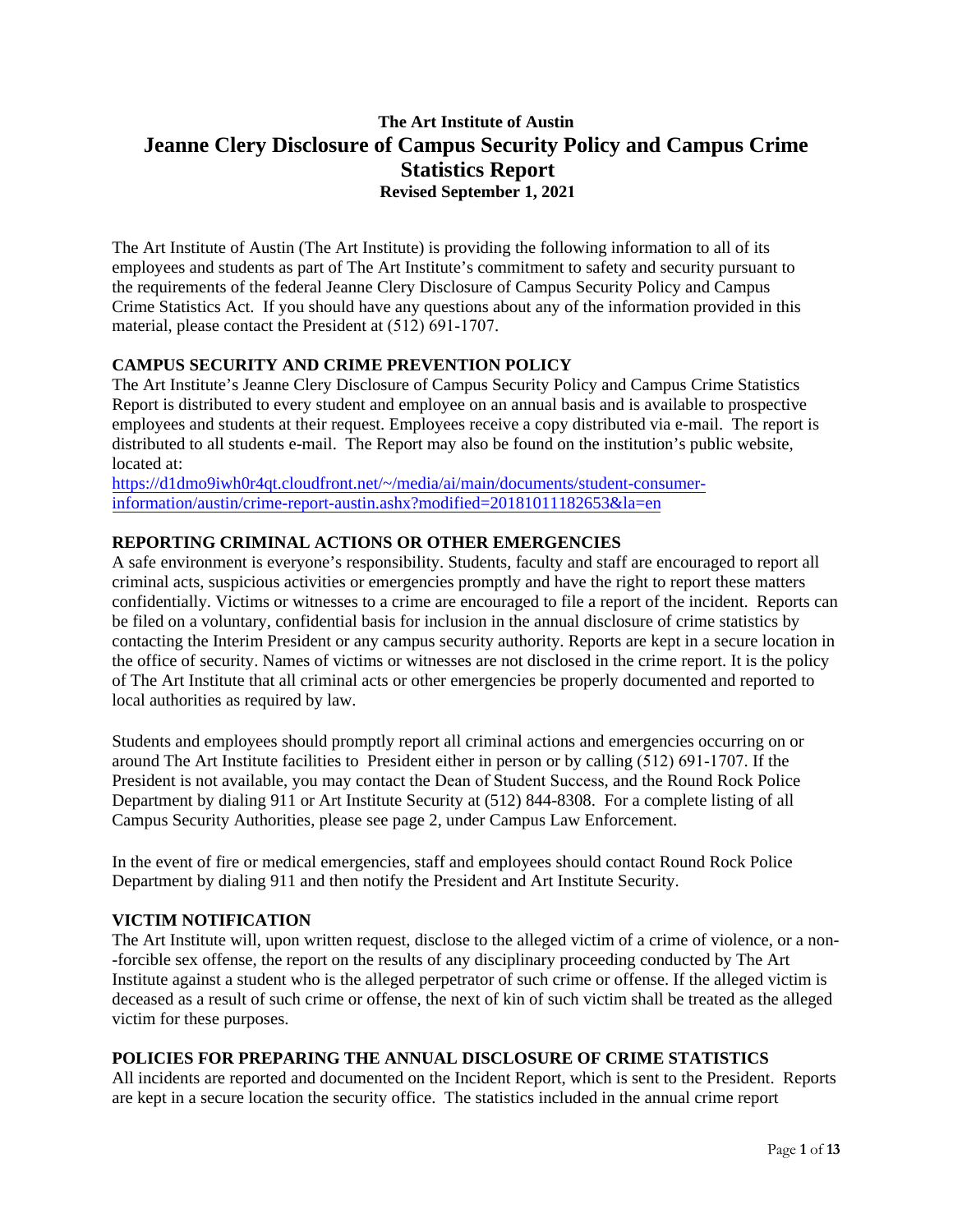# The Art Institute of Austin
# Jeanne Clery Disclosure of Campus Security Policy and Campus Crime Statistics Report
**Revised September 1, 2021**

The Art Institute of Austin (The Art Institute) is providing the following information to all of its employees and students as part of The Art Institute's commitment to safety and security pursuant to the requirements of the federal Jeanne Clery Disclosure of Campus Security Policy and Campus Crime Statistics Act. If you should have any questions about any of the information provided in this material, please contact the President at (512) 691-1707.

## CAMPUS SECURITY AND CRIME PREVENTION POLICY

The Art Institute's Jeanne Clery Disclosure of Campus Security Policy and Campus Crime Statistics Report is distributed to every student and employee on an annual basis and is available to prospective employees and students at their request. Employees receive a copy distributed via e-mail. The report is distributed to all students e-mail. The Report may also be found on the institution's public website, located at:
https://d1dmo9iwh0r4qt.cloudfront.net/~/media/ai/main/documents/student-consumer-information/austin/crime-report-austin.ashx?modified=20181011182653&la=en

## REPORTING CRIMINAL ACTIONS OR OTHER EMERGENCIES

A safe environment is everyone's responsibility. Students, faculty and staff are encouraged to report all criminal acts, suspicious activities or emergencies promptly and have the right to report these matters confidentially. Victims or witnesses to a crime are encouraged to file a report of the incident. Reports can be filed on a voluntary, confidential basis for inclusion in the annual disclosure of crime statistics by contacting the Interim President or any campus security authority. Reports are kept in a secure location in the office of security. Names of victims or witnesses are not disclosed in the crime report. It is the policy of The Art Institute that all criminal acts or other emergencies be properly documented and reported to local authorities as required by law.

Students and employees should promptly report all criminal actions and emergencies occurring on or around The Art Institute facilities to President either in person or by calling (512) 691-1707. If the President is not available, you may contact the Dean of Student Success, and the Round Rock Police Department by dialing 911 or Art Institute Security at (512) 844-8308. For a complete listing of all Campus Security Authorities, please see page 2, under Campus Law Enforcement.

In the event of fire or medical emergencies, staff and employees should contact Round Rock Police Department by dialing 911 and then notify the President and Art Institute Security.

## VICTIM NOTIFICATION

The Art Institute will, upon written request, disclose to the alleged victim of a crime of violence, or a non--forcible sex offense, the report on the results of any disciplinary proceeding conducted by The Art Institute against a student who is the alleged perpetrator of such crime or offense. If the alleged victim is deceased as a result of such crime or offense, the next of kin of such victim shall be treated as the alleged victim for these purposes.

## POLICIES FOR PREPARING THE ANNUAL DISCLOSURE OF CRIME STATISTICS

All incidents are reported and documented on the Incident Report, which is sent to the President. Reports are kept in a secure location the security office. The statistics included in the annual crime report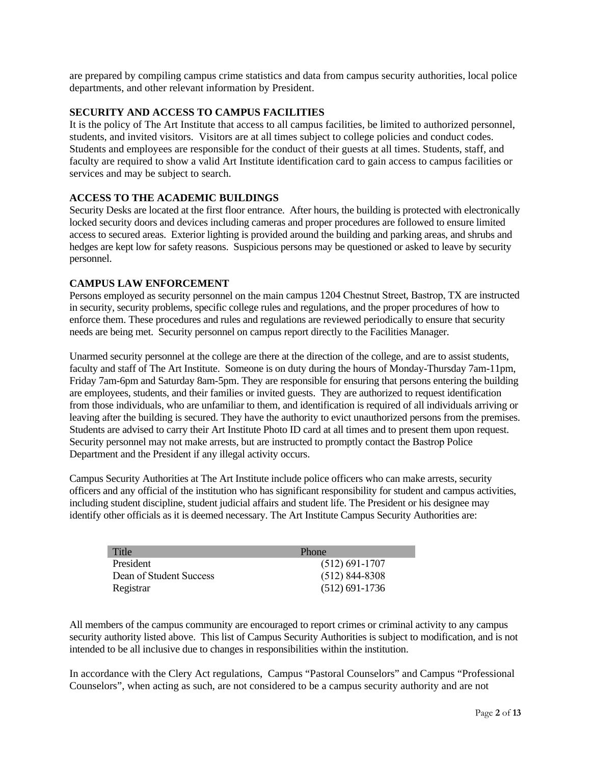are prepared by compiling campus crime statistics and data from campus security authorities, local police departments, and other relevant information by President.

### SECURITY AND ACCESS TO CAMPUS FACILITIES

It is the policy of The Art Institute that access to all campus facilities, be limited to authorized personnel, students, and invited visitors. Visitors are at all times subject to college policies and conduct codes. Students and employees are responsible for the conduct of their guests at all times. Students, staff, and faculty are required to show a valid Art Institute identification card to gain access to campus facilities or services and may be subject to search.

### ACCESS TO THE ACADEMIC BUILDINGS

Security Desks are located at the first floor entrance. After hours, the building is protected with electronically locked security doors and devices including cameras and proper procedures are followed to ensure limited access to secured areas. Exterior lighting is provided around the building and parking areas, and shrubs and hedges are kept low for safety reasons. Suspicious persons may be questioned or asked to leave by security personnel.

### CAMPUS LAW ENFORCEMENT

Persons employed as security personnel on the main campus 1204 Chestnut Street, Bastrop, TX are instructed in security, security problems, specific college rules and regulations, and the proper procedures of how to enforce them. These procedures and rules and regulations are reviewed periodically to ensure that security needs are being met. Security personnel on campus report directly to the Facilities Manager.

Unarmed security personnel at the college are there at the direction of the college, and are to assist students, faculty and staff of The Art Institute. Someone is on duty during the hours of Monday-Thursday 7am-11pm, Friday 7am-6pm and Saturday 8am-5pm. They are responsible for ensuring that persons entering the building are employees, students, and their families or invited guests. They are authorized to request identification from those individuals, who are unfamiliar to them, and identification is required of all individuals arriving or leaving after the building is secured. They have the authority to evict unauthorized persons from the premises. Students are advised to carry their Art Institute Photo ID card at all times and to present them upon request. Security personnel may not make arrests, but are instructed to promptly contact the Bastrop Police Department and the President if any illegal activity occurs.

Campus Security Authorities at The Art Institute include police officers who can make arrests, security officers and any official of the institution who has significant responsibility for student and campus activities, including student discipline, student judicial affairs and student life. The President or his designee may identify other officials as it is deemed necessary. The Art Institute Campus Security Authorities are:

| Title | Phone |
| --- | --- |
| President | (512) 691-1707 |
| Dean of Student Success | (512) 844-8308 |
| Registrar | (512) 691-1736 |

All members of the campus community are encouraged to report crimes or criminal activity to any campus security authority listed above. This list of Campus Security Authorities is subject to modification, and is not intended to be all inclusive due to changes in responsibilities within the institution.

In accordance with the Clery Act regulations, Campus "Pastoral Counselors" and Campus "Professional Counselors", when acting as such, are not considered to be a campus security authority and are not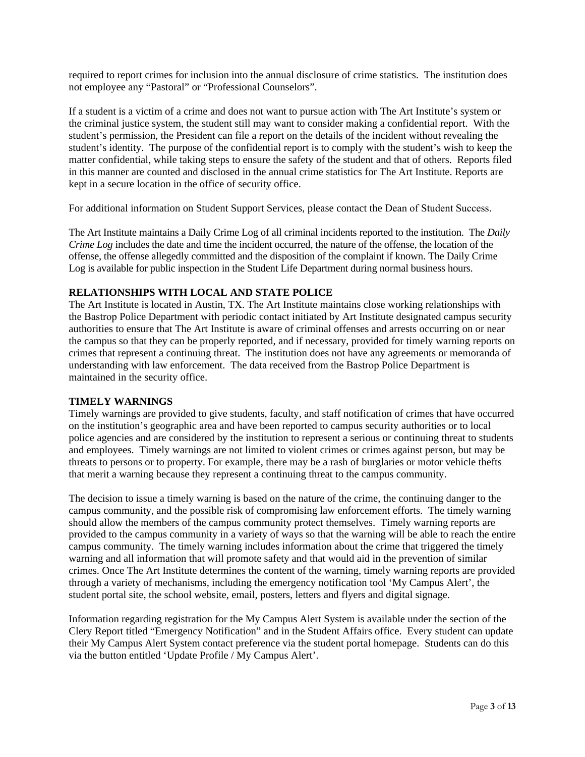required to report crimes for inclusion into the annual disclosure of crime statistics. The institution does not employee any "Pastoral" or "Professional Counselors".

If a student is a victim of a crime and does not want to pursue action with The Art Institute's system or the criminal justice system, the student still may want to consider making a confidential report. With the student's permission, the President can file a report on the details of the incident without revealing the student's identity. The purpose of the confidential report is to comply with the student's wish to keep the matter confidential, while taking steps to ensure the safety of the student and that of others. Reports filed in this manner are counted and disclosed in the annual crime statistics for The Art Institute. Reports are kept in a secure location in the office of security office.

For additional information on Student Support Services, please contact the Dean of Student Success.

The Art Institute maintains a Daily Crime Log of all criminal incidents reported to the institution. The *Daily Crime Log* includes the date and time the incident occurred, the nature of the offense, the location of the offense, the offense allegedly committed and the disposition of the complaint if known. The Daily Crime Log is available for public inspection in the Student Life Department during normal business hours.

**RELATIONSHIPS WITH LOCAL AND STATE POLICE**

The Art Institute is located in Austin, TX. The Art Institute maintains close working relationships with the Bastrop Police Department with periodic contact initiated by Art Institute designated campus security authorities to ensure that The Art Institute is aware of criminal offenses and arrests occurring on or near the campus so that they can be properly reported, and if necessary, provided for timely warning reports on crimes that represent a continuing threat. The institution does not have any agreements or memoranda of understanding with law enforcement. The data received from the Bastrop Police Department is maintained in the security office.

**TIMELY WARNINGS**

Timely warnings are provided to give students, faculty, and staff notification of crimes that have occurred on the institution's geographic area and have been reported to campus security authorities or to local police agencies and are considered by the institution to represent a serious or continuing threat to students and employees. Timely warnings are not limited to violent crimes or crimes against person, but may be threats to persons or to property. For example, there may be a rash of burglaries or motor vehicle thefts that merit a warning because they represent a continuing threat to the campus community.

The decision to issue a timely warning is based on the nature of the crime, the continuing danger to the campus community, and the possible risk of compromising law enforcement efforts. The timely warning should allow the members of the campus community protect themselves. Timely warning reports are provided to the campus community in a variety of ways so that the warning will be able to reach the entire campus community. The timely warning includes information about the crime that triggered the timely warning and all information that will promote safety and that would aid in the prevention of similar crimes. Once The Art Institute determines the content of the warning, timely warning reports are provided through a variety of mechanisms, including the emergency notification tool 'My Campus Alert', the student portal site, the school website, email, posters, letters and flyers and digital signage.

Information regarding registration for the My Campus Alert System is available under the section of the Clery Report titled "Emergency Notification" and in the Student Affairs office. Every student can update their My Campus Alert System contact preference via the student portal homepage. Students can do this via the button entitled 'Update Profile / My Campus Alert'.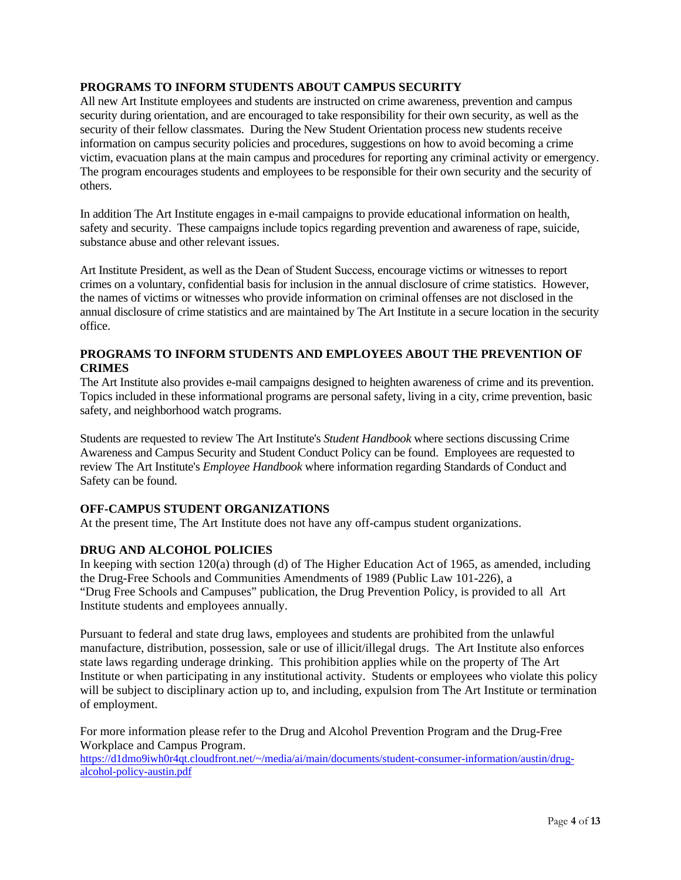## PROGRAMS TO INFORM STUDENTS ABOUT CAMPUS SECURITY

All new Art Institute employees and students are instructed on crime awareness, prevention and campus security during orientation, and are encouraged to take responsibility for their own security, as well as the security of their fellow classmates. During the New Student Orientation process new students receive information on campus security policies and procedures, suggestions on how to avoid becoming a crime victim, evacuation plans at the main campus and procedures for reporting any criminal activity or emergency. The program encourages students and employees to be responsible for their own security and the security of others.

In addition The Art Institute engages in e-mail campaigns to provide educational information on health, safety and security. These campaigns include topics regarding prevention and awareness of rape, suicide, substance abuse and other relevant issues.

Art Institute President, as well as the Dean of Student Success, encourage victims or witnesses to report crimes on a voluntary, confidential basis for inclusion in the annual disclosure of crime statistics. However, the names of victims or witnesses who provide information on criminal offenses are not disclosed in the annual disclosure of crime statistics and are maintained by The Art Institute in a secure location in the security office.

## PROGRAMS TO INFORM STUDENTS AND EMPLOYEES ABOUT THE PREVENTION OF CRIMES

The Art Institute also provides e-mail campaigns designed to heighten awareness of crime and its prevention. Topics included in these informational programs are personal safety, living in a city, crime prevention, basic safety, and neighborhood watch programs.

Students are requested to review The Art Institute's *Student Handbook* where sections discussing Crime Awareness and Campus Security and Student Conduct Policy can be found. Employees are requested to review The Art Institute's *Employee Handbook* where information regarding Standards of Conduct and Safety can be found.

## OFF-CAMPUS STUDENT ORGANIZATIONS

At the present time, The Art Institute does not have any off-campus student organizations.

## DRUG AND ALCOHOL POLICIES

In keeping with section 120(a) through (d) of The Higher Education Act of 1965, as amended, including the Drug-Free Schools and Communities Amendments of 1989 (Public Law 101-226), a "Drug Free Schools and Campuses" publication, the Drug Prevention Policy, is provided to all Art Institute students and employees annually.

Pursuant to federal and state drug laws, employees and students are prohibited from the unlawful manufacture, distribution, possession, sale or use of illicit/illegal drugs. The Art Institute also enforces state laws regarding underage drinking. This prohibition applies while on the property of The Art Institute or when participating in any institutional activity. Students or employees who violate this policy will be subject to disciplinary action up to, and including, expulsion from The Art Institute or termination of employment.

For more information please refer to the Drug and Alcohol Prevention Program and the Drug-Free Workplace and Campus Program.
https://d1dmo9iwh0r4qt.cloudfront.net/~/media/ai/main/documents/student-consumer-information/austin/drug-alcohol-policy-austin.pdf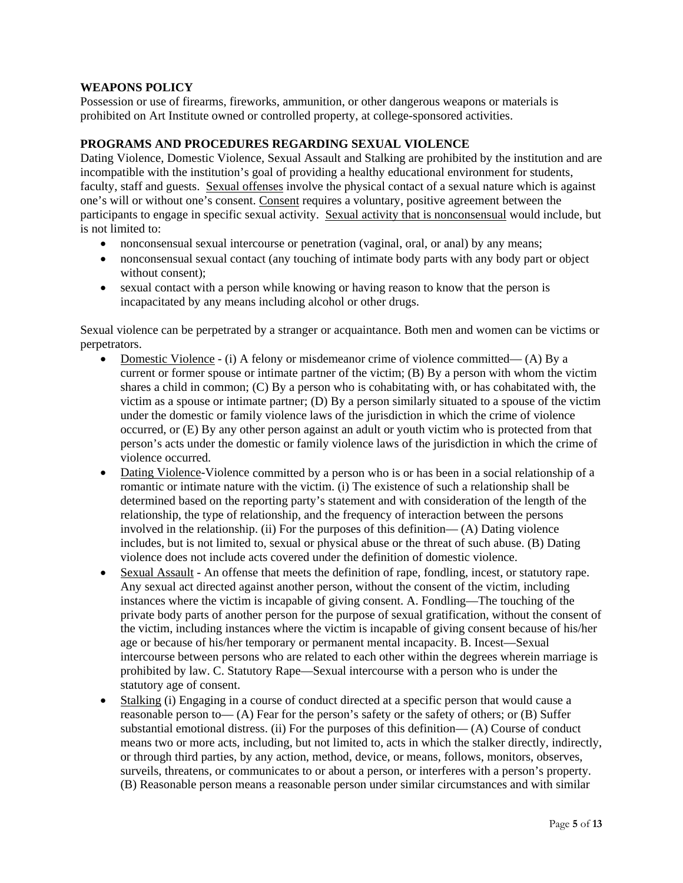**WEAPONS POLICY**
Possession or use of firearms, fireworks, ammunition, or other dangerous weapons or materials is prohibited on Art Institute owned or controlled property, at college-sponsored activities.

**PROGRAMS AND PROCEDURES REGARDING SEXUAL VIOLENCE**
Dating Violence, Domestic Violence, Sexual Assault and Stalking are prohibited by the institution and are incompatible with the institution's goal of providing a healthy educational environment for students, faculty, staff and guests. Sexual offenses involve the physical contact of a sexual nature which is against one's will or without one's consent. Consent requires a voluntary, positive agreement between the participants to engage in specific sexual activity. Sexual activity that is nonconsensual would include, but is not limited to:

- nonconsensual sexual intercourse or penetration (vaginal, oral, or anal) by any means;
- nonconsensual sexual contact (any touching of intimate body parts with any body part or object without consent);
- sexual contact with a person while knowing or having reason to know that the person is incapacitated by any means including alcohol or other drugs.

Sexual violence can be perpetrated by a stranger or acquaintance. Both men and women can be victims or perpetrators.

- Domestic Violence - (i) A felony or misdemeanor crime of violence committed— (A) By a current or former spouse or intimate partner of the victim; (B) By a person with whom the victim shares a child in common; (C) By a person who is cohabitating with, or has cohabitated with, the victim as a spouse or intimate partner; (D) By a person similarly situated to a spouse of the victim under the domestic or family violence laws of the jurisdiction in which the crime of violence occurred, or (E) By any other person against an adult or youth victim who is protected from that person's acts under the domestic or family violence laws of the jurisdiction in which the crime of violence occurred.
- Dating Violence-Violence committed by a person who is or has been in a social relationship of a romantic or intimate nature with the victim. (i) The existence of such a relationship shall be determined based on the reporting party's statement and with consideration of the length of the relationship, the type of relationship, and the frequency of interaction between the persons involved in the relationship. (ii) For the purposes of this definition— (A) Dating violence includes, but is not limited to, sexual or physical abuse or the threat of such abuse. (B) Dating violence does not include acts covered under the definition of domestic violence.
- Sexual Assault - An offense that meets the definition of rape, fondling, incest, or statutory rape. Any sexual act directed against another person, without the consent of the victim, including instances where the victim is incapable of giving consent. A. Fondling—The touching of the private body parts of another person for the purpose of sexual gratification, without the consent of the victim, including instances where the victim is incapable of giving consent because of his/her age or because of his/her temporary or permanent mental incapacity. B. Incest—Sexual intercourse between persons who are related to each other within the degrees wherein marriage is prohibited by law. C. Statutory Rape—Sexual intercourse with a person who is under the statutory age of consent.
- Stalking (i) Engaging in a course of conduct directed at a specific person that would cause a reasonable person to— (A) Fear for the person's safety or the safety of others; or (B) Suffer substantial emotional distress. (ii) For the purposes of this definition— (A) Course of conduct means two or more acts, including, but not limited to, acts in which the stalker directly, indirectly, or through third parties, by any action, method, device, or means, follows, monitors, observes, surveils, threatens, or communicates to or about a person, or interferes with a person's property. (B) Reasonable person means a reasonable person under similar circumstances and with similar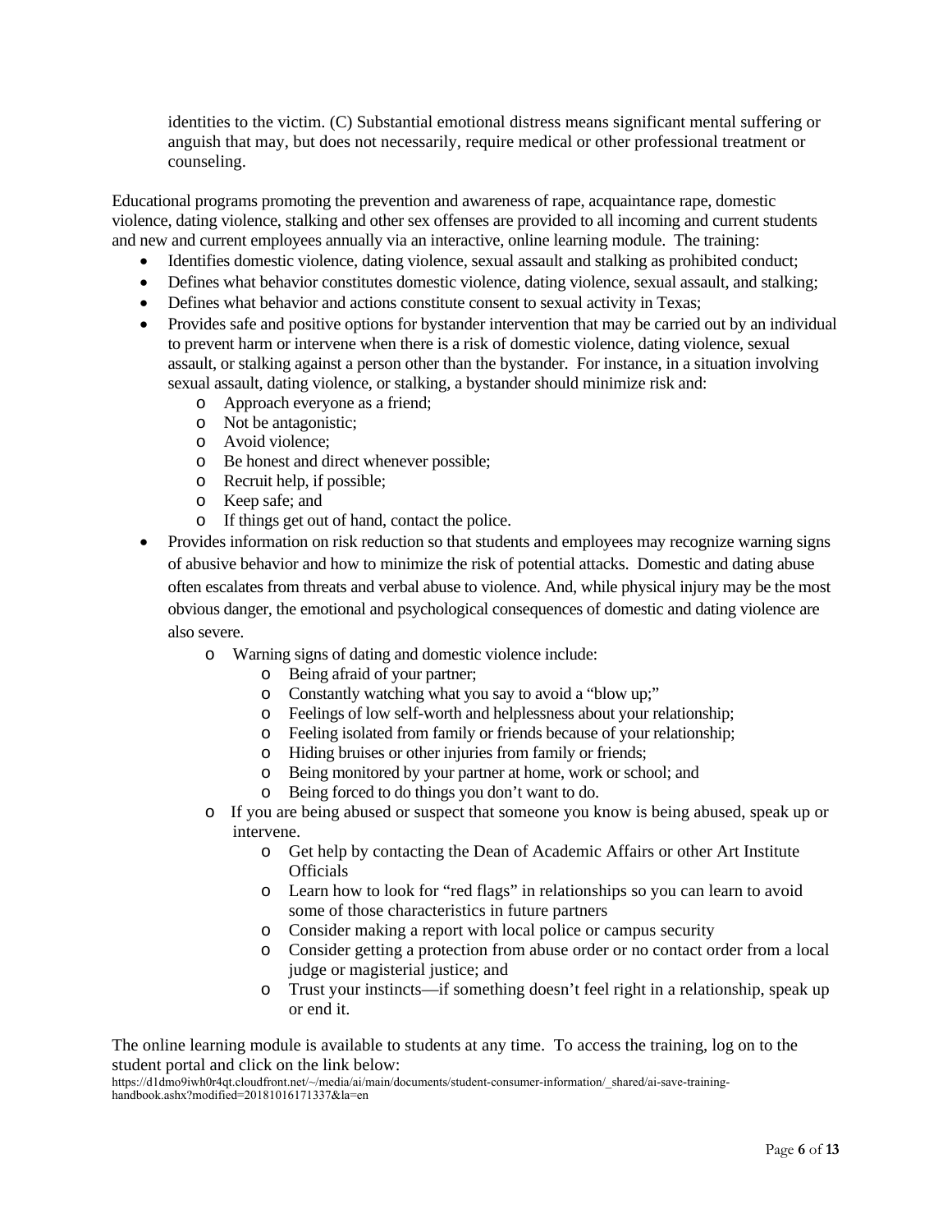identities to the victim. (C) Substantial emotional distress means significant mental suffering or anguish that may, but does not necessarily, require medical or other professional treatment or counseling.

Educational programs promoting the prevention and awareness of rape, acquaintance rape, domestic violence, dating violence, stalking and other sex offenses are provided to all incoming and current students and new and current employees annually via an interactive, online learning module. The training:

- Identifies domestic violence, dating violence, sexual assault and stalking as prohibited conduct;
- Defines what behavior constitutes domestic violence, dating violence, sexual assault, and stalking;
- Defines what behavior and actions constitute consent to sexual activity in Texas;
- Provides safe and positive options for bystander intervention that may be carried out by an individual to prevent harm or intervene when there is a risk of domestic violence, dating violence, sexual assault, or stalking against a person other than the bystander. For instance, in a situation involving sexual assault, dating violence, or stalking, a bystander should minimize risk and:
    - Approach everyone as a friend;
    - Not be antagonistic;
    - Avoid violence;
    - Be honest and direct whenever possible;
    - Recruit help, if possible;
    - Keep safe; and
    - If things get out of hand, contact the police.
- Provides information on risk reduction so that students and employees may recognize warning signs of abusive behavior and how to minimize the risk of potential attacks. Domestic and dating abuse often escalates from threats and verbal abuse to violence. And, while physical injury may be the most obvious danger, the emotional and psychological consequences of domestic and dating violence are also severe.
    - Warning signs of dating and domestic violence include:
        - Being afraid of your partner;
        - Constantly watching what you say to avoid a "blow up;"
        - Feelings of low self-worth and helplessness about your relationship;
        - Feeling isolated from family or friends because of your relationship;
        - Hiding bruises or other injuries from family or friends;
        - Being monitored by your partner at home, work or school; and
        - Being forced to do things you don't want to do.
    - If you are being abused or suspect that someone you know is being abused, speak up or intervene.
        - Get help by contacting the Dean of Academic Affairs or other Art Institute Officials
        - Learn how to look for "red flags" in relationships so you can learn to avoid some of those characteristics in future partners
        - Consider making a report with local police or campus security
        - Consider getting a protection from abuse order or no contact order from a local judge or magisterial justice; and
        - Trust your instincts—if something doesn't feel right in a relationship, speak up or end it.

The online learning module is available to students at any time. To access the training, log on to the student portal and click on the link below:
https://d1dmo9iwh0r4qt.cloudfront.net/~/media/ai/main/documents/student-consumer-information/_shared/ai-save-training-handbook.ashx?modified=20181016171337&la=en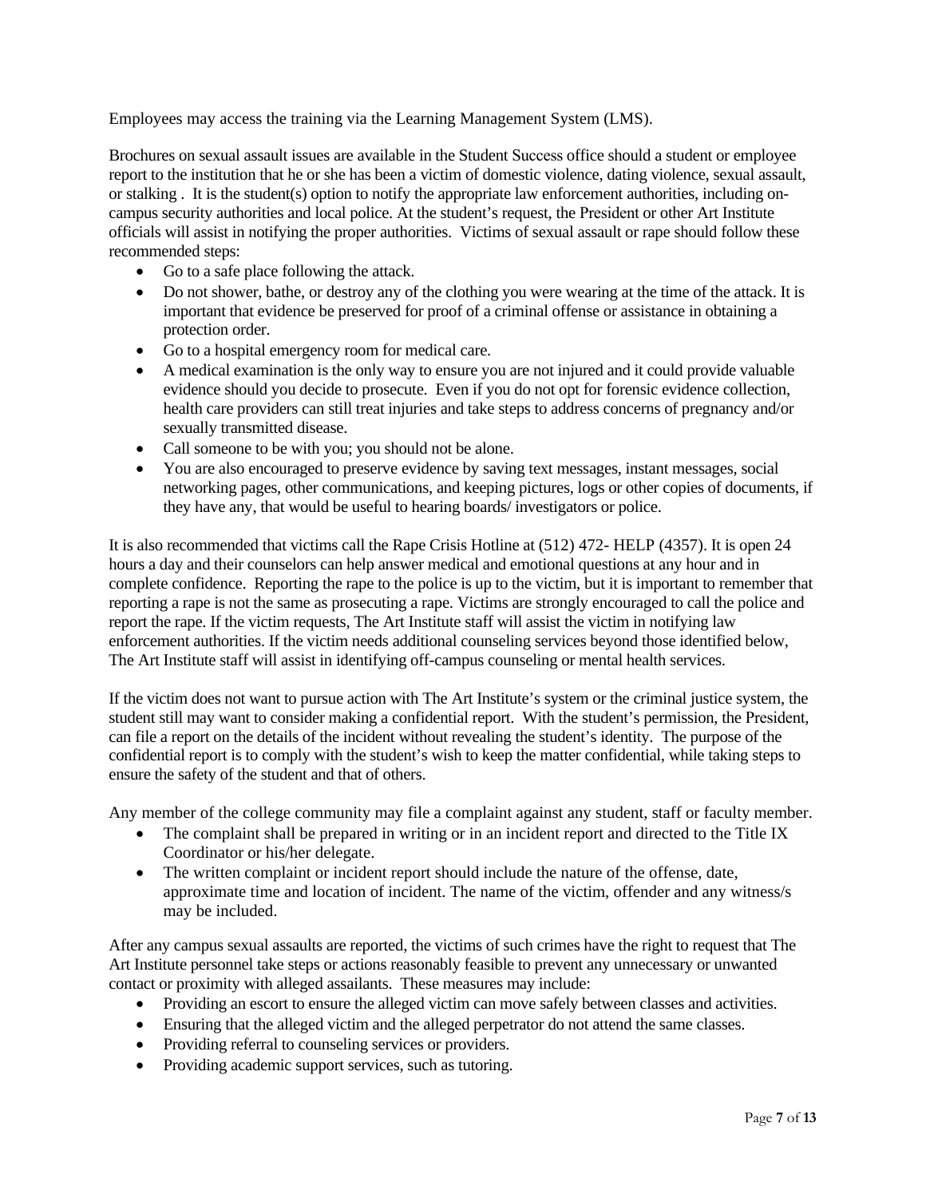Employees may access the training via the Learning Management System (LMS).

Brochures on sexual assault issues are available in the Student Success office should a student or employee report to the institution that he or she has been a victim of domestic violence, dating violence, sexual assault, or stalking . It is the student(s) option to notify the appropriate law enforcement authorities, including on-campus security authorities and local police. At the student's request, the President or other Art Institute officials will assist in notifying the proper authorities. Victims of sexual assault or rape should follow these recommended steps:

- Go to a safe place following the attack.
- Do not shower, bathe, or destroy any of the clothing you were wearing at the time of the attack. It is important that evidence be preserved for proof of a criminal offense or assistance in obtaining a protection order.
- Go to a hospital emergency room for medical care.
- A medical examination is the only way to ensure you are not injured and it could provide valuable evidence should you decide to prosecute. Even if you do not opt for forensic evidence collection, health care providers can still treat injuries and take steps to address concerns of pregnancy and/or sexually transmitted disease.
- Call someone to be with you; you should not be alone.
- You are also encouraged to preserve evidence by saving text messages, instant messages, social networking pages, other communications, and keeping pictures, logs or other copies of documents, if they have any, that would be useful to hearing boards/ investigators or police.

It is also recommended that victims call the Rape Crisis Hotline at (512) 472- HELP (4357). It is open 24 hours a day and their counselors can help answer medical and emotional questions at any hour and in complete confidence. Reporting the rape to the police is up to the victim, but it is important to remember that reporting a rape is not the same as prosecuting a rape. Victims are strongly encouraged to call the police and report the rape. If the victim requests, The Art Institute staff will assist the victim in notifying law enforcement authorities. If the victim needs additional counseling services beyond those identified below, The Art Institute staff will assist in identifying off-campus counseling or mental health services.

If the victim does not want to pursue action with The Art Institute's system or the criminal justice system, the student still may want to consider making a confidential report. With the student's permission, the President, can file a report on the details of the incident without revealing the student's identity. The purpose of the confidential report is to comply with the student's wish to keep the matter confidential, while taking steps to ensure the safety of the student and that of others.

Any member of the college community may file a complaint against any student, staff or faculty member.

- The complaint shall be prepared in writing or in an incident report and directed to the Title IX Coordinator or his/her delegate.
- The written complaint or incident report should include the nature of the offense, date, approximate time and location of incident. The name of the victim, offender and any witness/s may be included.

After any campus sexual assaults are reported, the victims of such crimes have the right to request that The Art Institute personnel take steps or actions reasonably feasible to prevent any unnecessary or unwanted contact or proximity with alleged assailants. These measures may include:

- Providing an escort to ensure the alleged victim can move safely between classes and activities.
- Ensuring that the alleged victim and the alleged perpetrator do not attend the same classes.
- Providing referral to counseling services or providers.
- Providing academic support services, such as tutoring.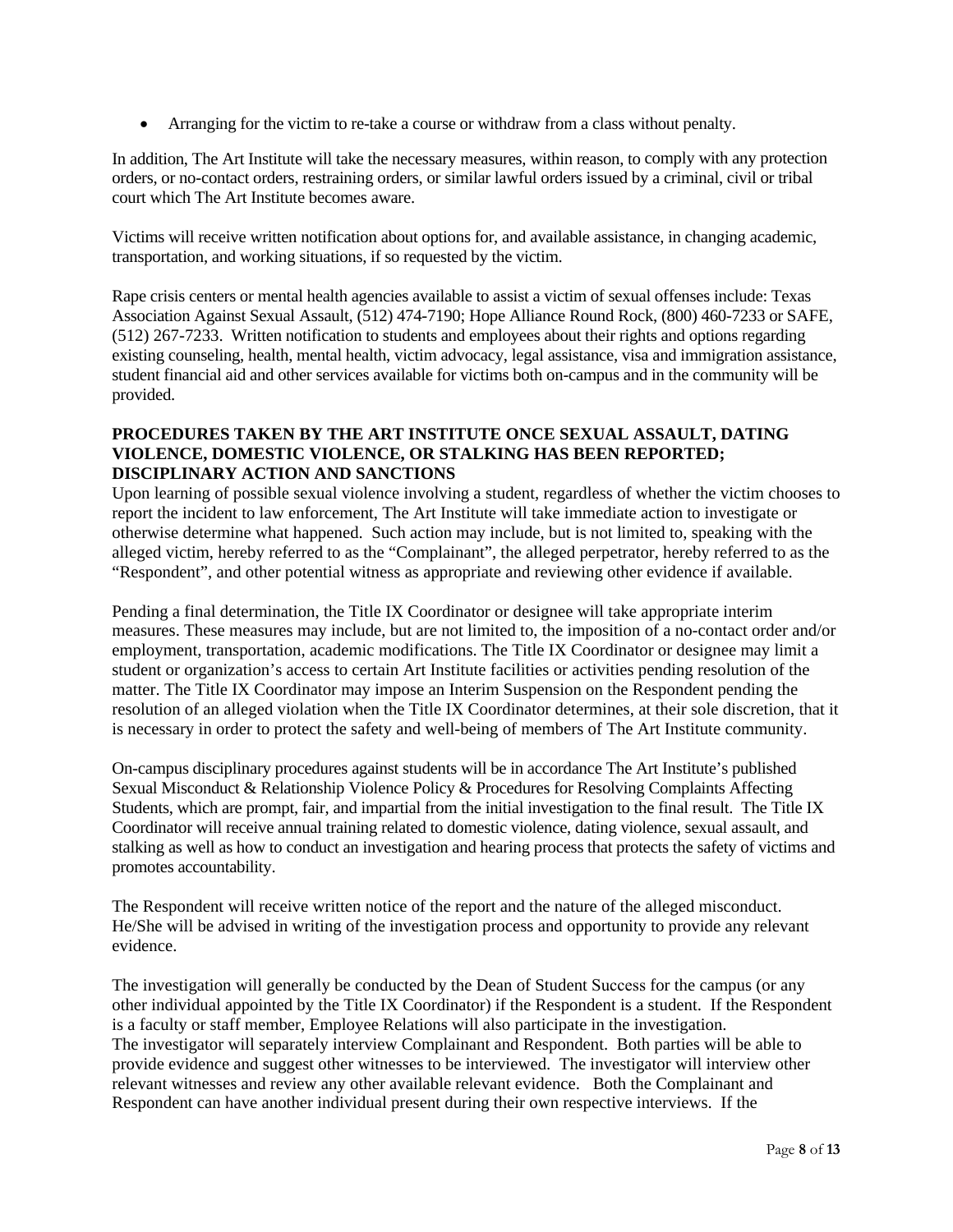- Arranging for the victim to re-take a course or withdraw from a class without penalty.

In addition, The Art Institute will take the necessary measures, within reason, to comply with any protection orders, or no-contact orders, restraining orders, or similar lawful orders issued by a criminal, civil or tribal court which The Art Institute becomes aware.

Victims will receive written notification about options for, and available assistance, in changing academic, transportation, and working situations, if so requested by the victim.

Rape crisis centers or mental health agencies available to assist a victim of sexual offenses include: Texas Association Against Sexual Assault, (512) 474-7190; Hope Alliance Round Rock, (800) 460-7233 or SAFE, (512) 267-7233. Written notification to students and employees about their rights and options regarding existing counseling, health, mental health, victim advocacy, legal assistance, visa and immigration assistance, student financial aid and other services available for victims both on-campus and in the community will be provided.

**PROCEDURES TAKEN BY THE ART INSTITUTE ONCE SEXUAL ASSAULT, DATING VIOLENCE, DOMESTIC VIOLENCE, OR STALKING HAS BEEN REPORTED; DISCIPLINARY ACTION AND SANCTIONS**

Upon learning of possible sexual violence involving a student, regardless of whether the victim chooses to report the incident to law enforcement, The Art Institute will take immediate action to investigate or otherwise determine what happened. Such action may include, but is not limited to, speaking with the alleged victim, hereby referred to as the "Complainant", the alleged perpetrator, hereby referred to as the "Respondent", and other potential witness as appropriate and reviewing other evidence if available.

Pending a final determination, the Title IX Coordinator or designee will take appropriate interim measures. These measures may include, but are not limited to, the imposition of a no-contact order and/or employment, transportation, academic modifications. The Title IX Coordinator or designee may limit a student or organization's access to certain Art Institute facilities or activities pending resolution of the matter. The Title IX Coordinator may impose an Interim Suspension on the Respondent pending the resolution of an alleged violation when the Title IX Coordinator determines, at their sole discretion, that it is necessary in order to protect the safety and well-being of members of The Art Institute community.

On-campus disciplinary procedures against students will be in accordance The Art Institute's published Sexual Misconduct & Relationship Violence Policy & Procedures for Resolving Complaints Affecting Students, which are prompt, fair, and impartial from the initial investigation to the final result. The Title IX Coordinator will receive annual training related to domestic violence, dating violence, sexual assault, and stalking as well as how to conduct an investigation and hearing process that protects the safety of victims and promotes accountability.

The Respondent will receive written notice of the report and the nature of the alleged misconduct. He/She will be advised in writing of the investigation process and opportunity to provide any relevant evidence.

The investigation will generally be conducted by the Dean of Student Success for the campus (or any other individual appointed by the Title IX Coordinator) if the Respondent is a student. If the Respondent is a faculty or staff member, Employee Relations will also participate in the investigation.
The investigator will separately interview Complainant and Respondent. Both parties will be able to provide evidence and suggest other witnesses to be interviewed. The investigator will interview other relevant witnesses and review any other available relevant evidence. Both the Complainant and Respondent can have another individual present during their own respective interviews. If the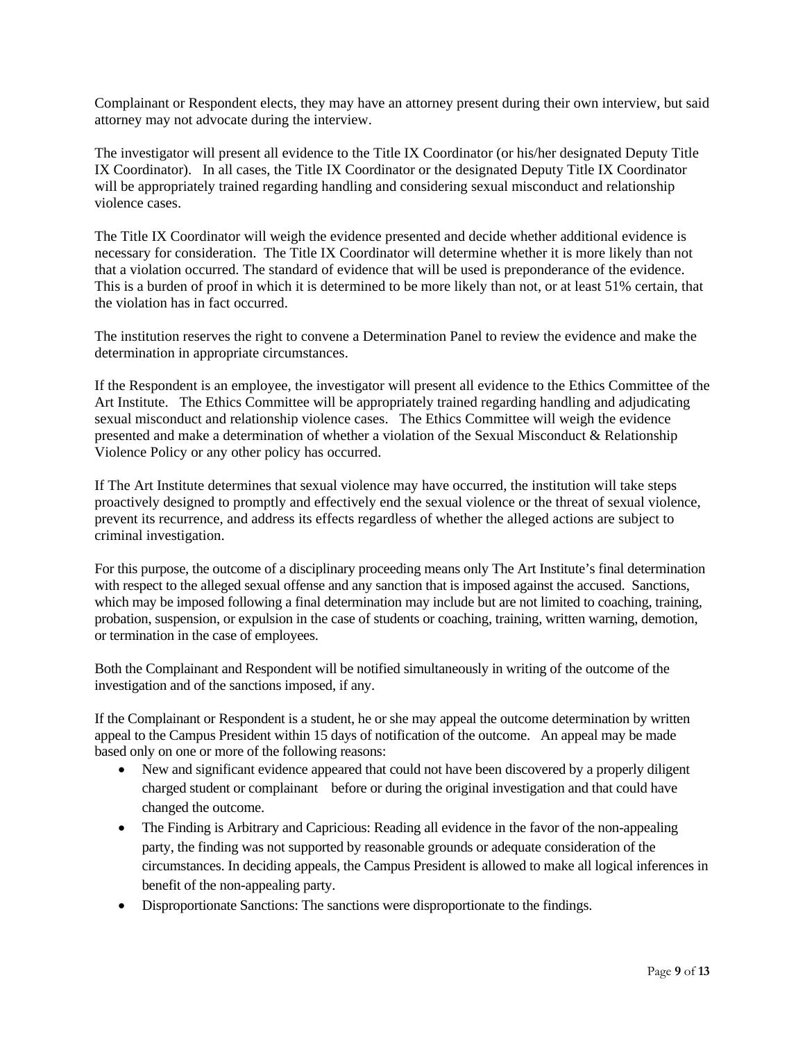Complainant or Respondent elects, they may have an attorney present during their own interview, but said attorney may not advocate during the interview.

The investigator will present all evidence to the Title IX Coordinator (or his/her designated Deputy Title IX Coordinator). In all cases, the Title IX Coordinator or the designated Deputy Title IX Coordinator will be appropriately trained regarding handling and considering sexual misconduct and relationship violence cases.

The Title IX Coordinator will weigh the evidence presented and decide whether additional evidence is necessary for consideration. The Title IX Coordinator will determine whether it is more likely than not that a violation occurred. The standard of evidence that will be used is preponderance of the evidence. This is a burden of proof in which it is determined to be more likely than not, or at least 51% certain, that the violation has in fact occurred.

The institution reserves the right to convene a Determination Panel to review the evidence and make the determination in appropriate circumstances.

If the Respondent is an employee, the investigator will present all evidence to the Ethics Committee of the Art Institute. The Ethics Committee will be appropriately trained regarding handling and adjudicating sexual misconduct and relationship violence cases. The Ethics Committee will weigh the evidence presented and make a determination of whether a violation of the Sexual Misconduct & Relationship Violence Policy or any other policy has occurred.

If The Art Institute determines that sexual violence may have occurred, the institution will take steps proactively designed to promptly and effectively end the sexual violence or the threat of sexual violence, prevent its recurrence, and address its effects regardless of whether the alleged actions are subject to criminal investigation.

For this purpose, the outcome of a disciplinary proceeding means only The Art Institute's final determination with respect to the alleged sexual offense and any sanction that is imposed against the accused. Sanctions, which may be imposed following a final determination may include but are not limited to coaching, training, probation, suspension, or expulsion in the case of students or coaching, training, written warning, demotion, or termination in the case of employees.

Both the Complainant and Respondent will be notified simultaneously in writing of the outcome of the investigation and of the sanctions imposed, if any.

If the Complainant or Respondent is a student, he or she may appeal the outcome determination by written appeal to the Campus President within 15 days of notification of the outcome. An appeal may be made based only on one or more of the following reasons:

- New and significant evidence appeared that could not have been discovered by a properly diligent charged student or complainant before or during the original investigation and that could have changed the outcome.
- The Finding is Arbitrary and Capricious: Reading all evidence in the favor of the non-appealing party, the finding was not supported by reasonable grounds or adequate consideration of the circumstances. In deciding appeals, the Campus President is allowed to make all logical inferences in benefit of the non-appealing party.
- Disproportionate Sanctions: The sanctions were disproportionate to the findings.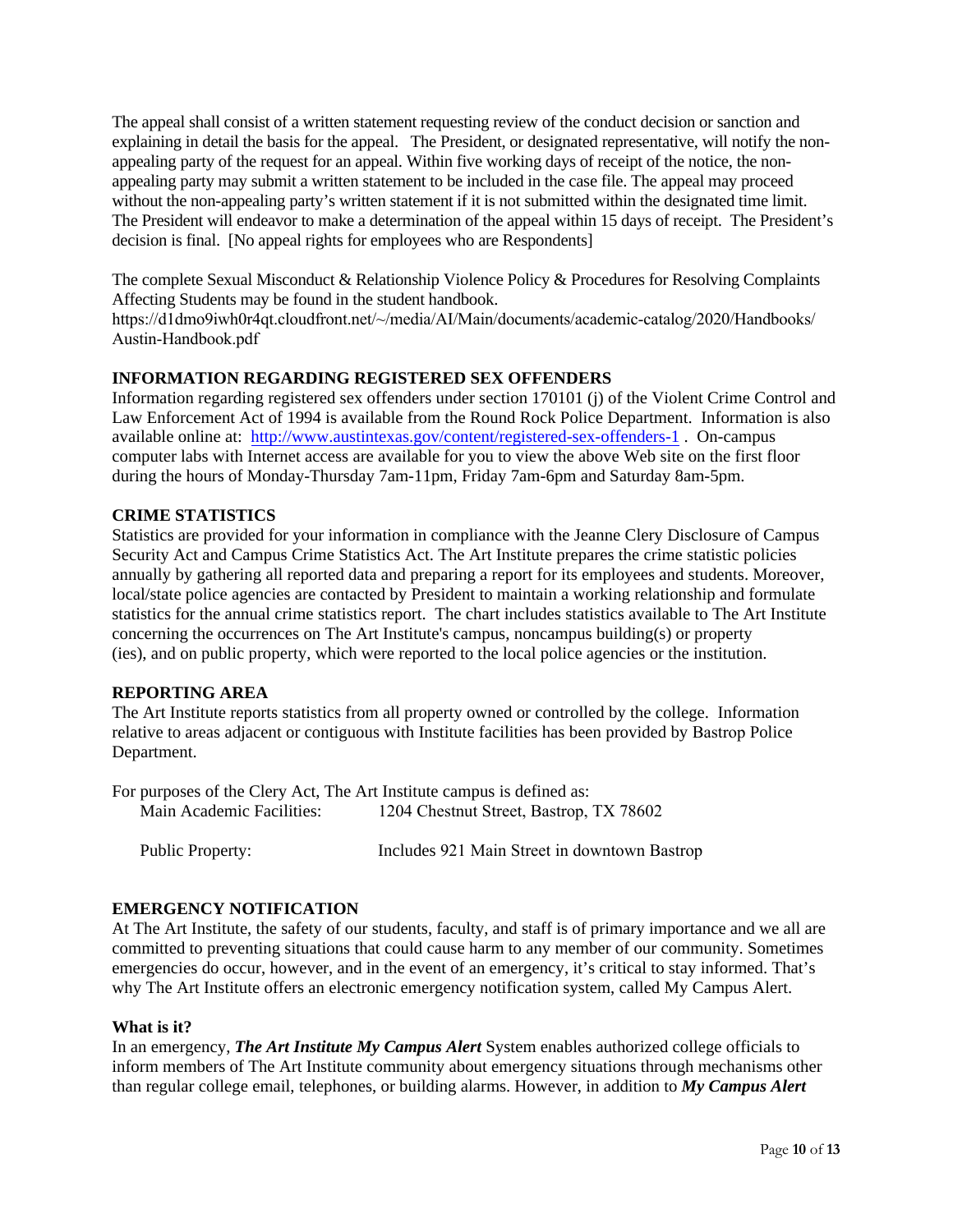The appeal shall consist of a written statement requesting review of the conduct decision or sanction and explaining in detail the basis for the appeal. The President, or designated representative, will notify the non-appealing party of the request for an appeal. Within five working days of receipt of the notice, the non-appealing party may submit a written statement to be included in the case file. The appeal may proceed without the non-appealing party's written statement if it is not submitted within the designated time limit. The President will endeavor to make a determination of the appeal within 15 days of receipt. The President's decision is final. [No appeal rights for employees who are Respondents]

The complete Sexual Misconduct & Relationship Violence Policy & Procedures for Resolving Complaints Affecting Students may be found in the student handbook.
https://d1dmo9iwh0r4qt.cloudfront.net/~/media/AI/Main/documents/academic-catalog/2020/Handbooks/Austin-Handbook.pdf

**INFORMATION REGARDING REGISTERED SEX OFFENDERS**

Information regarding registered sex offenders under section 170101 (j) of the Violent Crime Control and Law Enforcement Act of 1994 is available from the Round Rock Police Department. Information is also available online at: http://www.austintexas.gov/content/registered-sex-offenders-1 . On-campus computer labs with Internet access are available for you to view the above Web site on the first floor during the hours of Monday-Thursday 7am-11pm, Friday 7am-6pm and Saturday 8am-5pm.

**CRIME STATISTICS**

Statistics are provided for your information in compliance with the Jeanne Clery Disclosure of Campus Security Act and Campus Crime Statistics Act. The Art Institute prepares the crime statistic policies annually by gathering all reported data and preparing a report for its employees and students. Moreover, local/state police agencies are contacted by President to maintain a working relationship and formulate statistics for the annual crime statistics report. The chart includes statistics available to The Art Institute concerning the occurrences on The Art Institute's campus, noncampus building(s) or property (ies), and on public property, which were reported to the local police agencies or the institution.

**REPORTING AREA**

The Art Institute reports statistics from all property owned or controlled by the college. Information relative to areas adjacent or contiguous with Institute facilities has been provided by Bastrop Police Department.

For purposes of the Clery Act, The Art Institute campus is defined as:

| | |
|---|---|
| Main Academic Facilities: | 1204 Chestnut Street, Bastrop, TX 78602 |
| Public Property: | Includes 921 Main Street in downtown Bastrop |

**EMERGENCY NOTIFICATION**

At The Art Institute, the safety of our students, faculty, and staff is of primary importance and we all are committed to preventing situations that could cause harm to any member of our community. Sometimes emergencies do occur, however, and in the event of an emergency, it's critical to stay informed. That's why The Art Institute offers an electronic emergency notification system, called My Campus Alert.

**What is it?**

In an emergency, ***The Art Institute My Campus Alert*** System enables authorized college officials to inform members of The Art Institute community about emergency situations through mechanisms other than regular college email, telephones, or building alarms. However, in addition to ***My Campus Alert***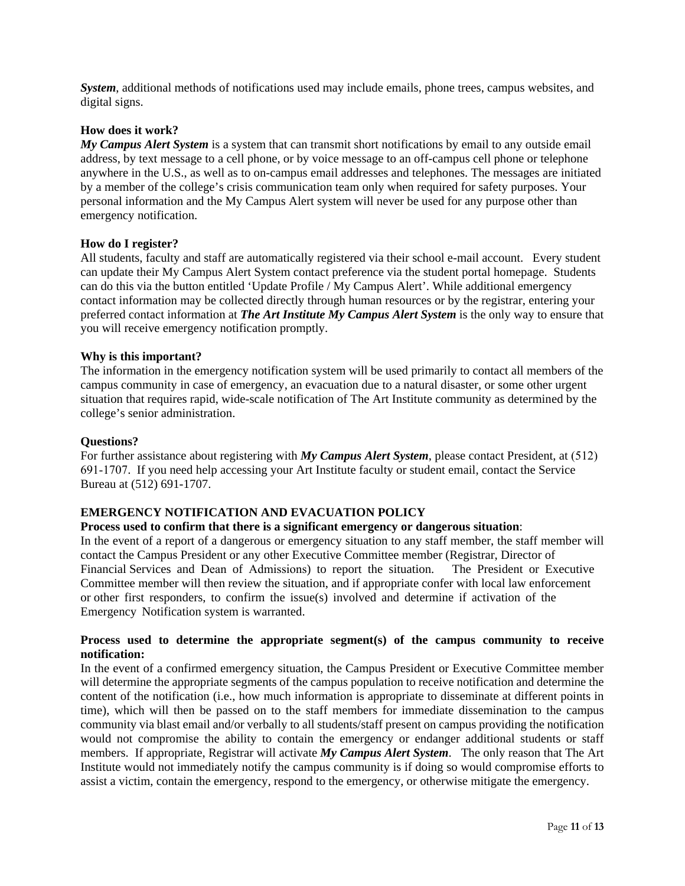***System***, additional methods of notifications used may include emails, phone trees, campus websites, and digital signs.

**How does it work?**

***My Campus Alert System*** is a system that can transmit short notifications by email to any outside email address, by text message to a cell phone, or by voice message to an off-campus cell phone or telephone anywhere in the U.S., as well as to on-campus email addresses and telephones. The messages are initiated by a member of the college's crisis communication team only when required for safety purposes. Your personal information and the My Campus Alert system will never be used for any purpose other than emergency notification.

**How do I register?**

All students, faculty and staff are automatically registered via their school e-mail account. Every student can update their My Campus Alert System contact preference via the student portal homepage. Students can do this via the button entitled 'Update Profile / My Campus Alert'. While additional emergency contact information may be collected directly through human resources or by the registrar, entering your preferred contact information at ***The Art Institute My Campus Alert System*** is the only way to ensure that you will receive emergency notification promptly.

**Why is this important?**

The information in the emergency notification system will be used primarily to contact all members of the campus community in case of emergency, an evacuation due to a natural disaster, or some other urgent situation that requires rapid, wide-scale notification of The Art Institute community as determined by the college's senior administration.

**Questions?**

For further assistance about registering with ***My Campus Alert System***, please contact President, at (512) 691-1707. If you need help accessing your Art Institute faculty or student email, contact the Service Bureau at (512) 691-1707.

**EMERGENCY NOTIFICATION AND EVACUATION POLICY**

**Process used to confirm that there is a significant emergency or dangerous situation**:

In the event of a report of a dangerous or emergency situation to any staff member, the staff member will contact the Campus President or any other Executive Committee member (Registrar, Director of Financial Services and Dean of Admissions) to report the situation. The President or Executive Committee member will then review the situation, and if appropriate confer with local law enforcement or other first responders, to confirm the issue(s) involved and determine if activation of the Emergency Notification system is warranted.

**Process used to determine the appropriate segment(s) of the campus community to receive notification:**

In the event of a confirmed emergency situation, the Campus President or Executive Committee member will determine the appropriate segments of the campus population to receive notification and determine the content of the notification (i.e., how much information is appropriate to disseminate at different points in time), which will then be passed on to the staff members for immediate dissemination to the campus community via blast email and/or verbally to all students/staff present on campus providing the notification would not compromise the ability to contain the emergency or endanger additional students or staff members. If appropriate, Registrar will activate ***My Campus Alert System***. The only reason that The Art Institute would not immediately notify the campus community is if doing so would compromise efforts to assist a victim, contain the emergency, respond to the emergency, or otherwise mitigate the emergency.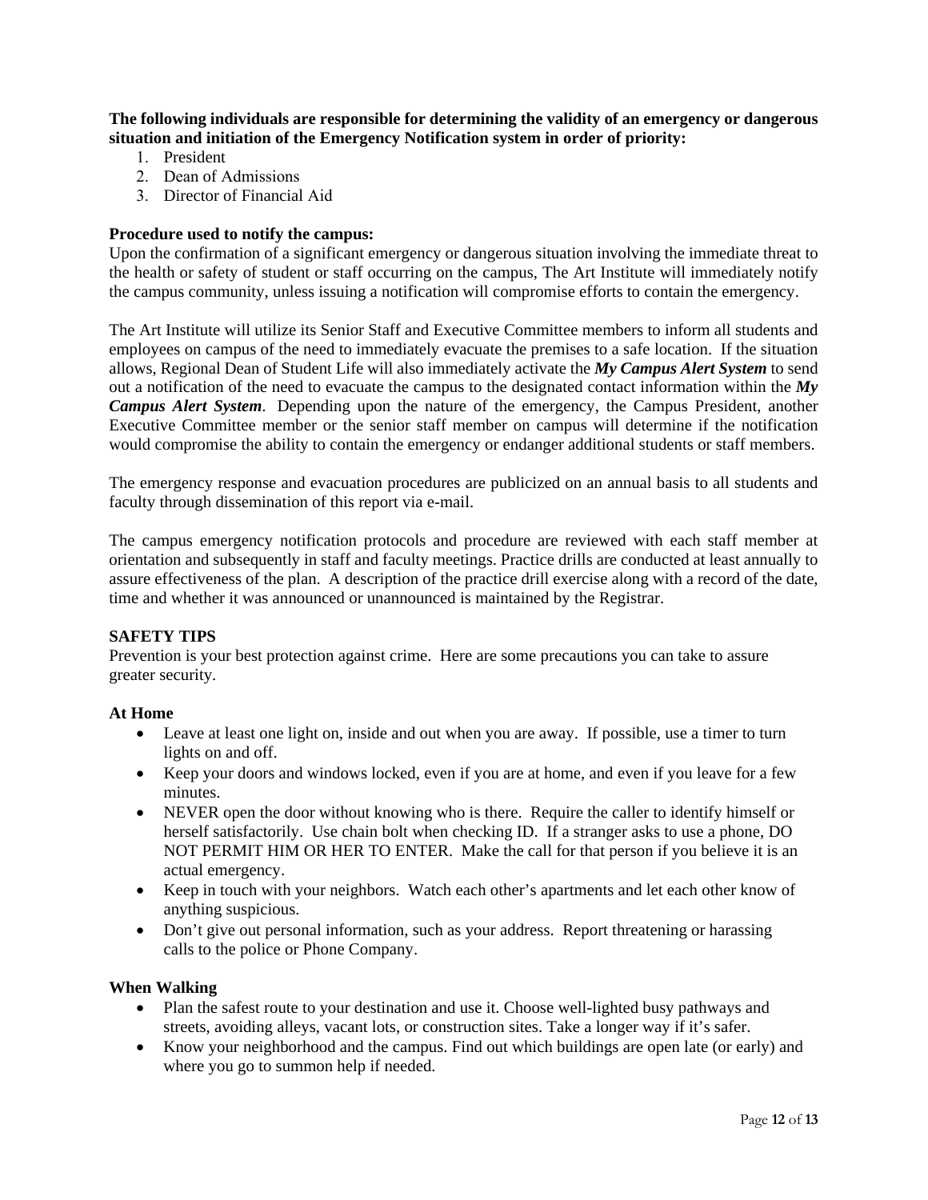**The following individuals are responsible for determining the validity of an emergency or dangerous situation and initiation of the Emergency Notification system in order of priority:**

1. President
2. Dean of Admissions
3. Director of Financial Aid

**Procedure used to notify the campus:**

Upon the confirmation of a significant emergency or dangerous situation involving the immediate threat to the health or safety of student or staff occurring on the campus, The Art Institute will immediately notify the campus community, unless issuing a notification will compromise efforts to contain the emergency.

The Art Institute will utilize its Senior Staff and Executive Committee members to inform all students and employees on campus of the need to immediately evacuate the premises to a safe location. If the situation allows, Regional Dean of Student Life will also immediately activate the ***My Campus Alert System*** to send out a notification of the need to evacuate the campus to the designated contact information within the ***My Campus Alert System***. Depending upon the nature of the emergency, the Campus President, another Executive Committee member or the senior staff member on campus will determine if the notification would compromise the ability to contain the emergency or endanger additional students or staff members.

The emergency response and evacuation procedures are publicized on an annual basis to all students and faculty through dissemination of this report via e-mail.

The campus emergency notification protocols and procedure are reviewed with each staff member at orientation and subsequently in staff and faculty meetings. Practice drills are conducted at least annually to assure effectiveness of the plan. A description of the practice drill exercise along with a record of the date, time and whether it was announced or unannounced is maintained by the Registrar.

**SAFETY TIPS**

Prevention is your best protection against crime. Here are some precautions you can take to assure greater security.

**At Home**

- Leave at least one light on, inside and out when you are away. If possible, use a timer to turn lights on and off.
- Keep your doors and windows locked, even if you are at home, and even if you leave for a few minutes.
- NEVER open the door without knowing who is there. Require the caller to identify himself or herself satisfactorily. Use chain bolt when checking ID. If a stranger asks to use a phone, DO NOT PERMIT HIM OR HER TO ENTER. Make the call for that person if you believe it is an actual emergency.
- Keep in touch with your neighbors. Watch each other's apartments and let each other know of anything suspicious.
- Don't give out personal information, such as your address. Report threatening or harassing calls to the police or Phone Company.

**When Walking**

- Plan the safest route to your destination and use it. Choose well-lighted busy pathways and streets, avoiding alleys, vacant lots, or construction sites. Take a longer way if it's safer.
- Know your neighborhood and the campus. Find out which buildings are open late (or early) and where you go to summon help if needed.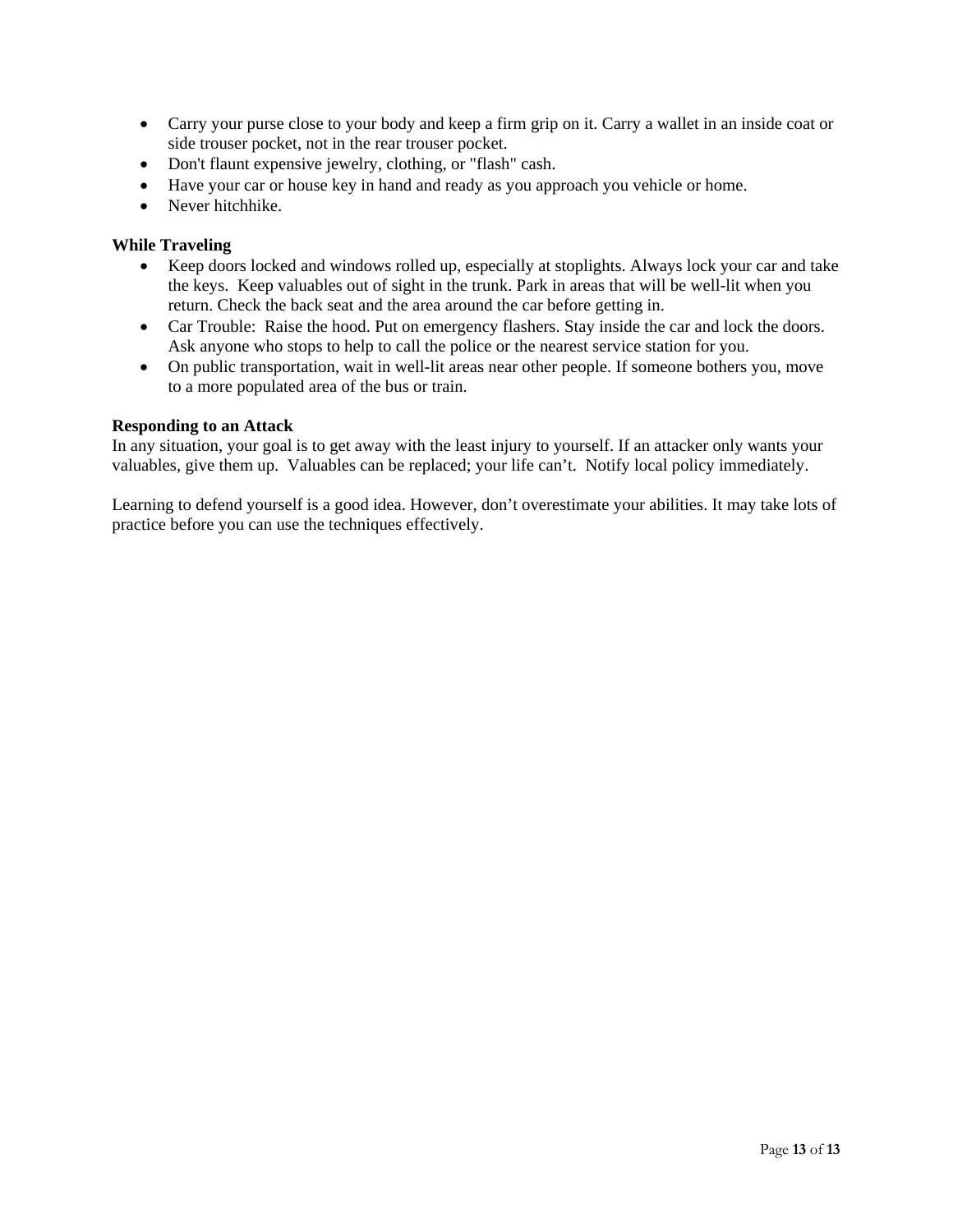- Carry your purse close to your body and keep a firm grip on it. Carry a wallet in an inside coat or side trouser pocket, not in the rear trouser pocket.
- Don't flaunt expensive jewelry, clothing, or "flash" cash.
- Have your car or house key in hand and ready as you approach you vehicle or home.
- Never hitchhike.

**While Traveling**

- Keep doors locked and windows rolled up, especially at stoplights. Always lock your car and take the keys. Keep valuables out of sight in the trunk. Park in areas that will be well-lit when you return. Check the back seat and the area around the car before getting in.
- Car Trouble: Raise the hood. Put on emergency flashers. Stay inside the car and lock the doors. Ask anyone who stops to help to call the police or the nearest service station for you.
- On public transportation, wait in well-lit areas near other people. If someone bothers you, move to a more populated area of the bus or train.

**Responding to an Attack**

In any situation, your goal is to get away with the least injury to yourself. If an attacker only wants your valuables, give them up. Valuables can be replaced; your life can't. Notify local policy immediately.

Learning to defend yourself is a good idea. However, don't overestimate your abilities. It may take lots of practice before you can use the techniques effectively.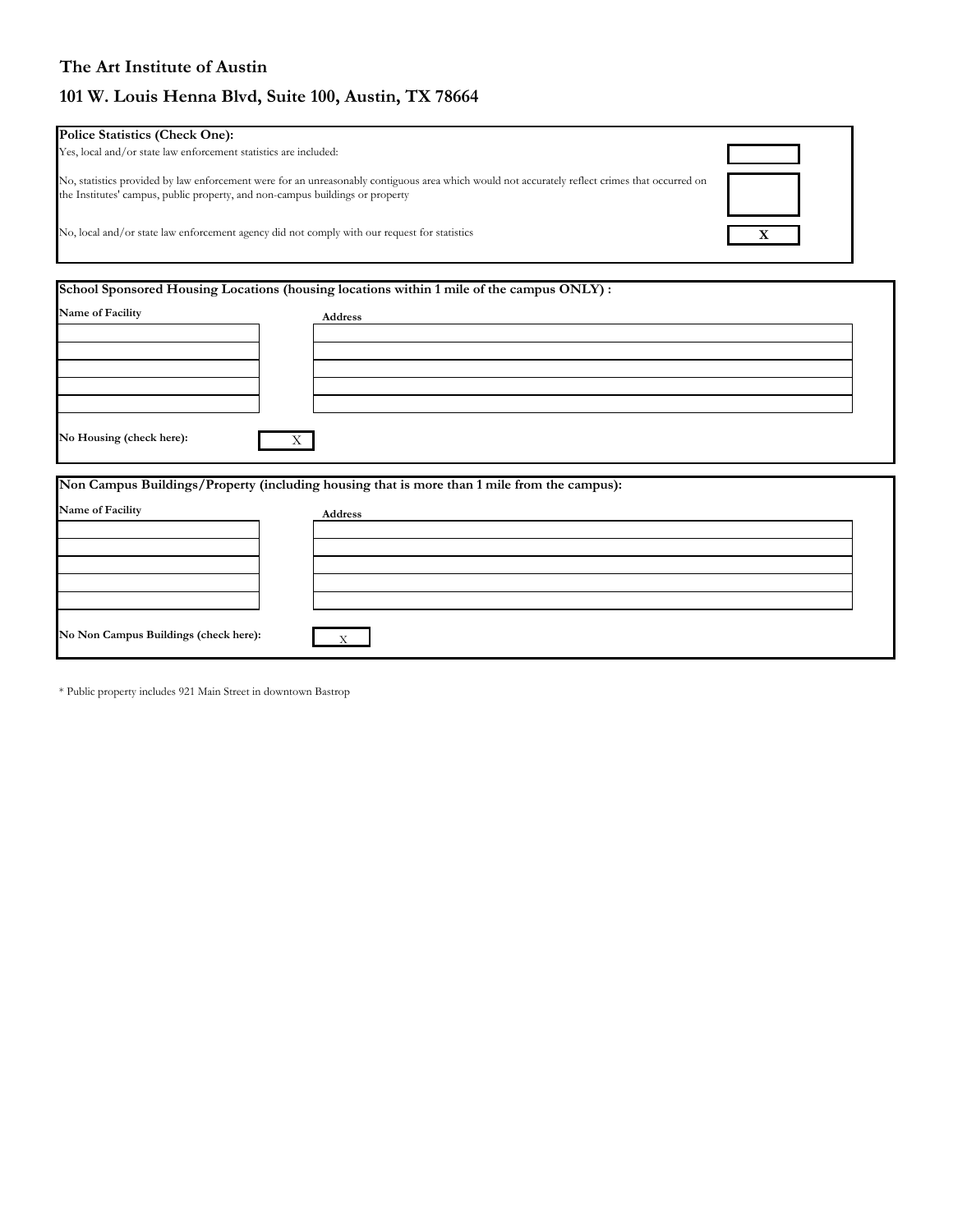**The Art Institute of Austin**

**101 W. Louis Henna Blvd, Suite 100, Austin, TX 78664**

**Police Statistics (Check One):**

| | |
|---|---|
| Yes, local and/or state law enforcement statistics are included: | |
| No, statistics provided by law enforcement were for an unreasonably contiguous area which would not accurately reflect crimes that occurred on the Institutes' campus, public property, and non-campus buildings or property | |
| No, local and/or state law enforcement agency did not comply with our request for statistics | X |

**School Sponsored Housing Locations (housing locations within 1 mile of the campus ONLY) :**

| Name of Facility | Address |
|---|---|
| | |
| | |
| | |
| | |
| | |

**No Housing (check here):** X

**Non Campus Buildings/Property (including housing that is more than 1 mile from the campus):**

| Name of Facility | Address |
|---|---|
| | |
| | |
| | |
| | |
| | |

**No Non Campus Buildings (check here):** X

* Public property includes 921 Main Street in downtown Bastrop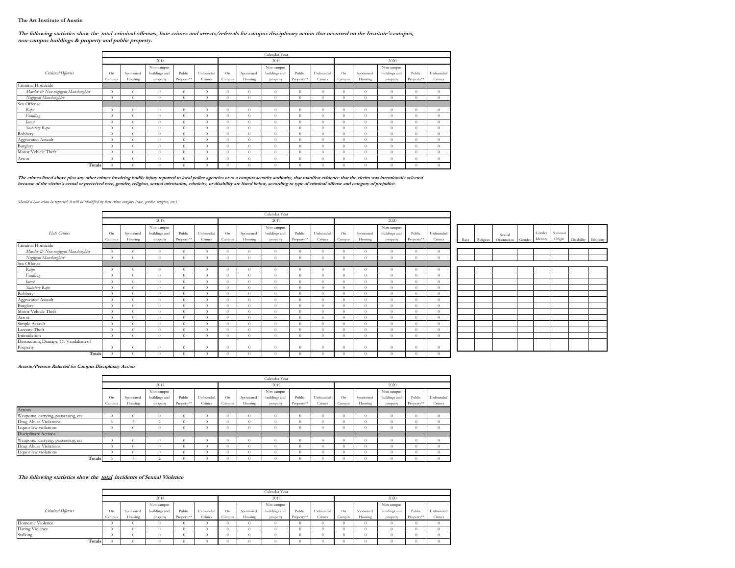**The Art Institute of Austin**

***The following statistics show the total criminal offenses, hate crimes and arrests/referrals for campus disciplinary action that occurred on the Institute's campus, non-campus buildings & property and public property.***

| *Criminal Offenses* | Calendar Year | | | | | | | | | | | | | | |
|---|---|---|---|---|---|---|---|---|---|---|---|---|---|---|---|
| | 2018 | | | | | 2019 | | | | | 2020 | | | | |
| | On Campus | Sponsored Housing | Non-campus buildings and property | Public Property** | Unfounded Crimes | On Campus | Sponsored Housing | Non-campus buildings and property | Public Property** | Unfounded Crimes | On Campus | Sponsored Housing | Non-campus buildings and property | Public Property** | Unfounded Crimes |
| Criminal Homicide | | | | | | | | | | | | | | | |
| *Murder & Non-negligent Manslaughter* | 0 | 0 | 0 | 0 | 0 | 0 | 0 | 0 | 0 | 0 | 0 | 0 | 0 | 0 | 0 |
| *Negligent Manslaughter* | 0 | 0 | 0 | 0 | 0 | 0 | 0 | 0 | 0 | 0 | 0 | 0 | 0 | 0 | 0 |
| Sex Offense | | | | | | | | | | | | | | | |
| *Rape* | 0 | 0 | 0 | 0 | 0 | 0 | 0 | 0 | 0 | 0 | 0 | 0 | 0 | 0 | 0 |
| *Fondling* | 0 | 0 | 0 | 0 | 0 | 0 | 0 | 0 | 0 | 0 | 0 | 0 | 0 | 0 | 0 |
| *Incest* | 0 | 0 | 0 | 0 | 0 | 0 | 0 | 0 | 0 | 0 | 0 | 0 | 0 | 0 | 0 |
| *Statutory Rape* | 0 | 0 | 0 | 0 | 0 | 0 | 0 | 0 | 0 | 0 | 0 | 0 | 0 | 0 | 0 |
| Robbery | 0 | 0 | 0 | 0 | 0 | 0 | 0 | 0 | 0 | 0 | 0 | 0 | 0 | 0 | 0 |
| Aggravated Assault | 0 | 0 | 0 | 0 | 0 | 0 | 0 | 0 | 0 | 0 | 0 | 0 | 0 | 0 | 0 |
| Burglary | 0 | 0 | 0 | 0 | 0 | 0 | 0 | 0 | 0 | 0 | 0 | 0 | 0 | 0 | 0 |
| Motor Vehicle Theft | 0 | 0 | 0 | 0 | 0 | 0 | 0 | 0 | 0 | 0 | 0 | 0 | 0 | 0 | 0 |
| Arson | 0 | 0 | 0 | 0 | 0 | 0 | 0 | 0 | 0 | 0 | 0 | 0 | 0 | 0 | 0 |
| **Totals** | 0 | 0 | 0 | 0 | 0 | 0 | 0 | 0 | 0 | 0 | 0 | 0 | 0 | 0 | 0 |

***The crimes listed above plus any other crimes involving bodily injury reported to local police agencies or to a campus security authority, that manifest evidence that the victim was intentionally selected because of the victim's actual or perceived race, gender, religion, sexual orientation, ethnicity, or disability are listed below, according to type of criminal offense and category of prejudice.***

*Should a hate crime be reported, it will be identified by hate crime category (race, gender, religion, etc.).*

| *Hate Crimes* | Calendar Year | | | | | | | | | | | | | | | | | | | | | | | |
|---|---|---|---|---|---|---|---|---|---|---|---|---|---|---|---|---|---|---|---|---|---|---|---|---|
| | 2018 | | | | | 2019 | | | | | 2020 | | | | | | | | | | | | | |
| | On Campus | Sponsored Housing | Non-campus buildings and property | Public Property** | Unfounded Crimes | On Campus | Sponsored Housing | Non-campus buildings and property | Public Property** | Unfounded Crimes | On Campus | Sponsored Housing | Non-campus buildings and property | Public Property** | Unfounded Crimes | Race | Religion | Sexual Orientation | Gender | Gender Identity | National Origin | Disability | Ethnicity |
| Criminal Homicide | | | | | | | | | | | | | | | | | | | | | | | |
| *Murder & Non-negligent Manslaughter* | 0 | 0 | 0 | 0 | 0 | 0 | 0 | 0 | 0 | 0 | 0 | 0 | 0 | 0 | 0 | | | | | | | | |
| *Negligent Manslaughter* | 0 | 0 | 0 | 0 | 0 | 0 | 0 | 0 | 0 | 0 | 0 | 0 | 0 | 0 | 0 | | | | | | | | |
| Sex Offense | | | | | | | | | | | | | | | | | | | | | | | |
| *Rape* | 0 | 0 | 0 | 0 | 0 | 0 | 0 | 0 | 0 | 0 | 0 | 0 | 0 | 0 | 0 | | | | | | | | |
| *Fondling* | 0 | 0 | 0 | 0 | 0 | 0 | 0 | 0 | 0 | 0 | 0 | 0 | 0 | 0 | 0 | | | | | | | | |
| *Incest* | 0 | 0 | 0 | 0 | 0 | 0 | 0 | 0 | 0 | 0 | 0 | 0 | 0 | 0 | 0 | | | | | | | | |
| *Statutory Rape* | 0 | 0 | 0 | 0 | 0 | 0 | 0 | 0 | 0 | 0 | 0 | 0 | 0 | 0 | 0 | | | | | | | | |
| Robbery | 0 | 0 | 0 | 0 | 0 | 0 | 0 | 0 | 0 | 0 | 0 | 0 | 0 | 0 | 0 | | | | | | | | |
| Aggravated Assault | 0 | 0 | 0 | 0 | 0 | 0 | 0 | 0 | 0 | 0 | 0 | 0 | 0 | 0 | 0 | | | | | | | | |
| Burglary | 0 | 0 | 0 | 0 | 0 | 0 | 0 | 0 | 0 | 0 | 0 | 0 | 0 | 0 | 0 | | | | | | | | |
| Motor Vehicle Theft | 0 | 0 | 0 | 0 | 0 | 0 | 0 | 0 | 0 | 0 | 0 | 0 | 0 | 0 | 0 | | | | | | | | |
| Arson | 0 | 0 | 0 | 0 | 0 | 0 | 0 | 0 | 0 | 0 | 0 | 0 | 0 | 0 | 0 | | | | | | | | |
| Simple Assault | 0 | 0 | 0 | 0 | 0 | 0 | 0 | 0 | 0 | 0 | 0 | 0 | 0 | 0 | 0 | | | | | | | | |
| Larceny-Theft | 0 | 0 | 0 | 0 | 0 | 0 | 0 | 0 | 0 | 0 | 0 | 0 | 0 | 0 | 0 | | | | | | | | |
| Intimidation | 0 | 0 | 0 | 0 | 0 | 0 | 0 | 0 | 0 | 0 | 0 | 0 | 0 | 0 | 0 | | | | | | | | |
| Destruction, Damage, Or Vandalism of Property | 0 | 0 | 0 | 0 | 0 | 0 | 0 | 0 | 0 | 0 | 0 | 0 | 0 | 0 | 0 | | | | | | | | |
| **Totals** | 0 | 0 | 0 | 0 | 0 | 0 | 0 | 0 | 0 | 0 | 0 | 0 | 0 | 0 | 0 | | | | | | | | |

***Arrests/Persons Referred for Campus Disciplinary Action***

| | Calendar Year | | | | | | | | | | | | | | |
|---|---|---|---|---|---|---|---|---|---|---|---|---|---|---|---|
| | 2018 | | | | | 2019 | | | | | 2020 | | | | |
| | On Campus | Sponsored Housing | Non-campus buildings and property | Public Property** | Unfounded Crimes | On Campus | Sponsored Housing | Non-campus buildings and property | Public Property** | Unfounded Crimes | On Campus | Sponsored Housing | Non-campus buildings and property | Public Property** | Unfounded Crimes |
| Arrests | | | | | | | | | | | | | | | |
| Weapons: carrying, possessing, etc | 0 | 0 | 0 | 0 | 0 | 0 | 0 | 0 | 0 | 0 | 0 | 0 | 0 | 0 | 0 |
| Drug Abuse Violations: | 6 | 5 | 2 | 0 | 0 | 0 | 0 | 0 | 0 | 0 | 0 | 0 | 0 | 0 | 0 |
| Liquor law violations | 0 | 0 | 0 | 0 | 0 | 0 | 0 | 0 | 0 | 0 | 0 | 0 | 0 | 0 | 0 |
| Disciplinary Actions | | | | | | | | | | | | | | | |
| Weapons: carrying, possessing, etc | 0 | 0 | 0 | 0 | 0 | 0 | 0 | 0 | 0 | 0 | 0 | 0 | 0 | 0 | 0 |
| Drug Abuse Violations: | 0 | 0 | 0 | 0 | 0 | 0 | 0 | 0 | 0 | 0 | 0 | 0 | 0 | 0 | 0 |
| Liquor law violations | 0 | 0 | 0 | 0 | 0 | 0 | 0 | 0 | 0 | 0 | 0 | 0 | 0 | 0 | 0 |
| **Totals** | 6 | 5 | 2 | 0 | 0 | 0 | 0 | 0 | 0 | 0 | 0 | 0 | 0 | 0 | 0 |

***The following statistics show the total incidents of Sexual Violence***

| *Criminal Offenses* | Calendar Year | | | | | | | | | | | | | | |
|---|---|---|---|---|---|---|---|---|---|---|---|---|---|---|---|
| | 2018 | | | | | 2019 | | | | | 2020 | | | | |
| | On Campus | Sponsored Housing | Non-campus buildings and property | Public Property** | Unfounded Crimes | On Campus | Sponsored Housing | Non-campus buildings and property | Public Property** | Unfounded Crimes | On Campus | Sponsored Housing | Non-campus buildings and property | Public Property** | Unfounded Crimes |
| Domestic Violence | 0 | 0 | 0 | 0 | 0 | 0 | 0 | 0 | 0 | 0 | 0 | 0 | 0 | 0 | 0 |
| Dating Violence | 0 | 0 | 0 | 0 | 0 | 0 | 0 | 0 | 0 | 0 | 0 | 0 | 0 | 0 | 0 |
| Stalking | 0 | 0 | 0 | 0 | 0 | 0 | 0 | 0 | 0 | 0 | 0 | 0 | 0 | 0 | 0 |
| **Totals** | 0 | 0 | 0 | 0 | 0 | 0 | 0 | 0 | 0 | 0 | 0 | 0 | 0 | 0 | 0 |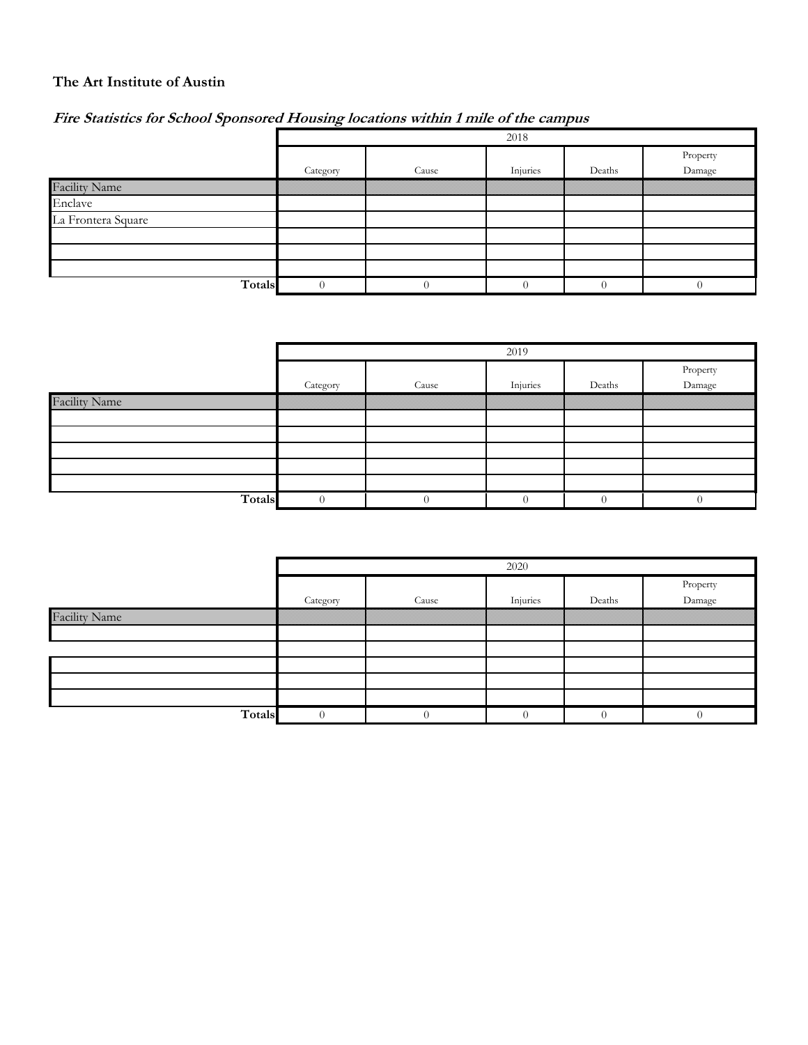**The Art Institute of Austin**

***Fire Statistics for School Sponsored Housing locations within 1 mile of the campus***

| | 2018 | | | | |
|---|---|---|---|---|---|
| | Category | Cause | Injuries | Deaths | Property Damage |
| Facility Name | | | | | |
| Enclave | | | | | |
| La Frontera Square | | | | | |
| | | | | | |
| | | | | | |
| | | | | | |
| **Totals** | 0 | 0 | 0 | 0 | 0 |

| | 2019 | | | | |
|---|---|---|---|---|---|
| | Category | Cause | Injuries | Deaths | Property Damage |
| Facility Name | | | | | |
| | | | | | |
| | | | | | |
| | | | | | |
| | | | | | |
| | | | | | |
| **Totals** | 0 | 0 | 0 | 0 | 0 |

| | 2020 | | | | |
|---|---|---|---|---|---|
| | Category | Cause | Injuries | Deaths | Property Damage |
| Facility Name | | | | | |
| | | | | | |
| | | | | | |
| | | | | | |
| | | | | | |
| | | | | | |
| **Totals** | 0 | 0 | 0 | 0 | 0 |